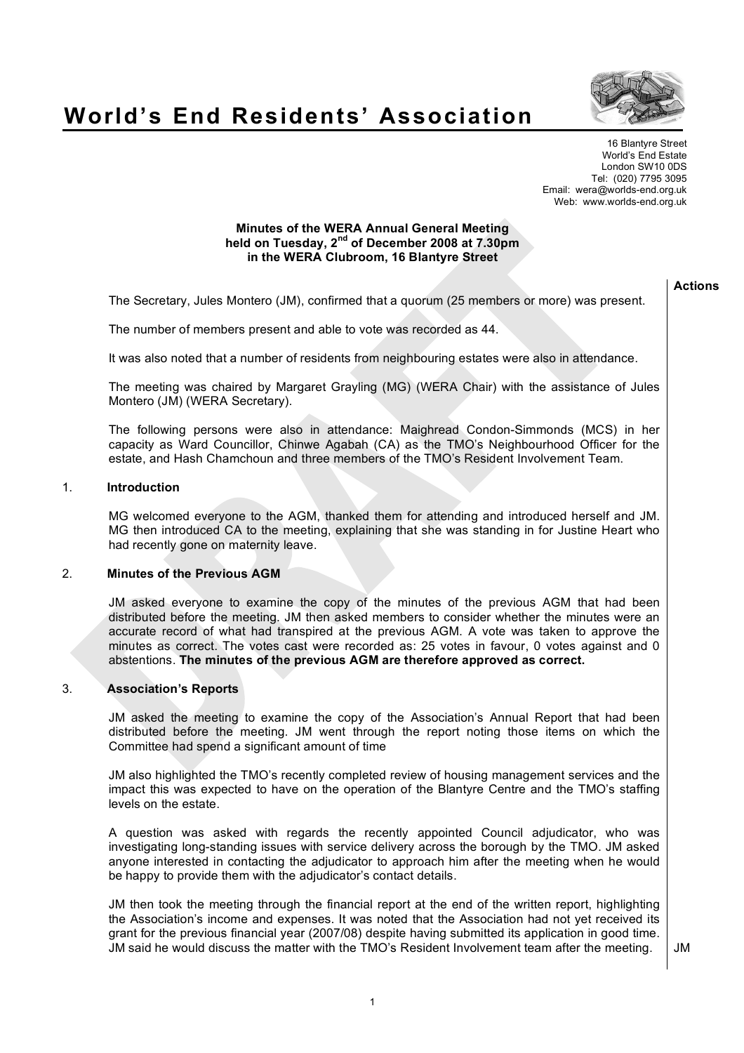# World's End Residents' Association

16 Blantyre Street
World's End Estate
London SW10 0DS
Tel: (020) 7795 3095
Email: wera@worlds-end.org.uk
Web: www.worlds-end.org.uk

**Minutes of the WERA Annual General Meeting held on Tuesday, 2nd of December 2008 at 7.30pm in the WERA Clubroom, 16 Blantyre Street**

**Actions**

The Secretary, Jules Montero (JM), confirmed that a quorum (25 members or more) was present.

The number of members present and able to vote was recorded as 44.

It was also noted that a number of residents from neighbouring estates were also in attendance.

The meeting was chaired by Margaret Grayling (MG) (WERA Chair) with the assistance of Jules Montero (JM) (WERA Secretary).

The following persons were also in attendance: Maighread Condon-Simmonds (MCS) in her capacity as Ward Councillor, Chinwe Agabah (CA) as the TMO's Neighbourhood Officer for the estate, and Hash Chamchoun and three members of the TMO's Resident Involvement Team.

## 1. Introduction

MG welcomed everyone to the AGM, thanked them for attending and introduced herself and JM. MG then introduced CA to the meeting, explaining that she was standing in for Justine Heart who had recently gone on maternity leave.

## 2. Minutes of the Previous AGM

JM asked everyone to examine the copy of the minutes of the previous AGM that had been distributed before the meeting. JM then asked members to consider whether the minutes were an accurate record of what had transpired at the previous AGM. A vote was taken to approve the minutes as correct. The votes cast were recorded as: 25 votes in favour, 0 votes against and 0 abstentions. **The minutes of the previous AGM are therefore approved as correct.**

## 3. Association's Reports

JM asked the meeting to examine the copy of the Association's Annual Report that had been distributed before the meeting. JM went through the report noting those items on which the Committee had spend a significant amount of time

JM also highlighted the TMO's recently completed review of housing management services and the impact this was expected to have on the operation of the Blantyre Centre and the TMO's staffing levels on the estate.

A question was asked with regards the recently appointed Council adjudicator, who was investigating long-standing issues with service delivery across the borough by the TMO. JM asked anyone interested in contacting the adjudicator to approach him after the meeting when he would be happy to provide them with the adjudicator's contact details.

JM then took the meeting through the financial report at the end of the written report, highlighting the Association's income and expenses. It was noted that the Association had not yet received its grant for the previous financial year (2007/08) despite having submitted its application in good time. JM said he would discuss the matter with the TMO's Resident Involvement team after the meeting. — **Action: JM**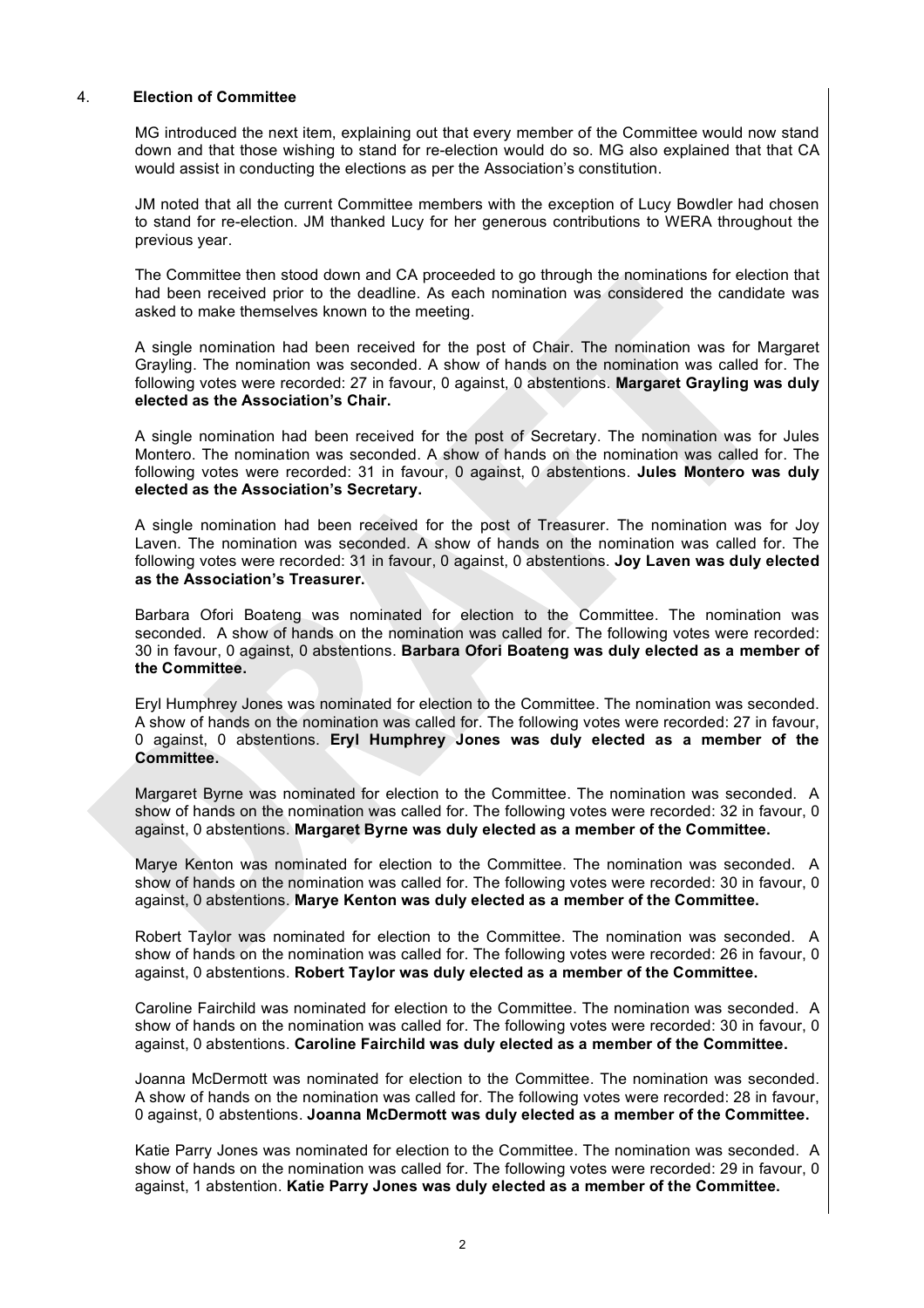## 4. Election of Committee

MG introduced the next item, explaining out that every member of the Committee would now stand down and that those wishing to stand for re-election would do so. MG also explained that that CA would assist in conducting the elections as per the Association's constitution.

JM noted that all the current Committee members with the exception of Lucy Bowdler had chosen to stand for re-election. JM thanked Lucy for her generous contributions to WERA throughout the previous year.

The Committee then stood down and CA proceeded to go through the nominations for election that had been received prior to the deadline. As each nomination was considered the candidate was asked to make themselves known to the meeting.

A single nomination had been received for the post of Chair. The nomination was for Margaret Grayling. The nomination was seconded. A show of hands on the nomination was called for. The following votes were recorded: 27 in favour, 0 against, 0 abstentions. **Margaret Grayling was duly elected as the Association's Chair.**

A single nomination had been received for the post of Secretary. The nomination was for Jules Montero. The nomination was seconded. A show of hands on the nomination was called for. The following votes were recorded: 31 in favour, 0 against, 0 abstentions. **Jules Montero was duly elected as the Association's Secretary.**

A single nomination had been received for the post of Treasurer. The nomination was for Joy Laven. The nomination was seconded. A show of hands on the nomination was called for. The following votes were recorded: 31 in favour, 0 against, 0 abstentions. **Joy Laven was duly elected as the Association's Treasurer.**

Barbara Ofori Boateng was nominated for election to the Committee. The nomination was seconded. A show of hands on the nomination was called for. The following votes were recorded: 30 in favour, 0 against, 0 abstentions. **Barbara Ofori Boateng was duly elected as a member of the Committee.**

Eryl Humphrey Jones was nominated for election to the Committee. The nomination was seconded. A show of hands on the nomination was called for. The following votes were recorded: 27 in favour, 0 against, 0 abstentions. **Eryl Humphrey Jones was duly elected as a member of the Committee.**

Margaret Byrne was nominated for election to the Committee. The nomination was seconded. A show of hands on the nomination was called for. The following votes were recorded: 32 in favour, 0 against, 0 abstentions. **Margaret Byrne was duly elected as a member of the Committee.**

Marye Kenton was nominated for election to the Committee. The nomination was seconded. A show of hands on the nomination was called for. The following votes were recorded: 30 in favour, 0 against, 0 abstentions. **Marye Kenton was duly elected as a member of the Committee.**

Robert Taylor was nominated for election to the Committee. The nomination was seconded. A show of hands on the nomination was called for. The following votes were recorded: 26 in favour, 0 against, 0 abstentions. **Robert Taylor was duly elected as a member of the Committee.**

Caroline Fairchild was nominated for election to the Committee. The nomination was seconded. A show of hands on the nomination was called for. The following votes were recorded: 30 in favour, 0 against, 0 abstentions. **Caroline Fairchild was duly elected as a member of the Committee.**

Joanna McDermott was nominated for election to the Committee. The nomination was seconded. A show of hands on the nomination was called for. The following votes were recorded: 28 in favour, 0 against, 0 abstentions. **Joanna McDermott was duly elected as a member of the Committee.**

Katie Parry Jones was nominated for election to the Committee. The nomination was seconded. A show of hands on the nomination was called for. The following votes were recorded: 29 in favour, 0 against, 1 abstention. **Katie Parry Jones was duly elected as a member of the Committee.**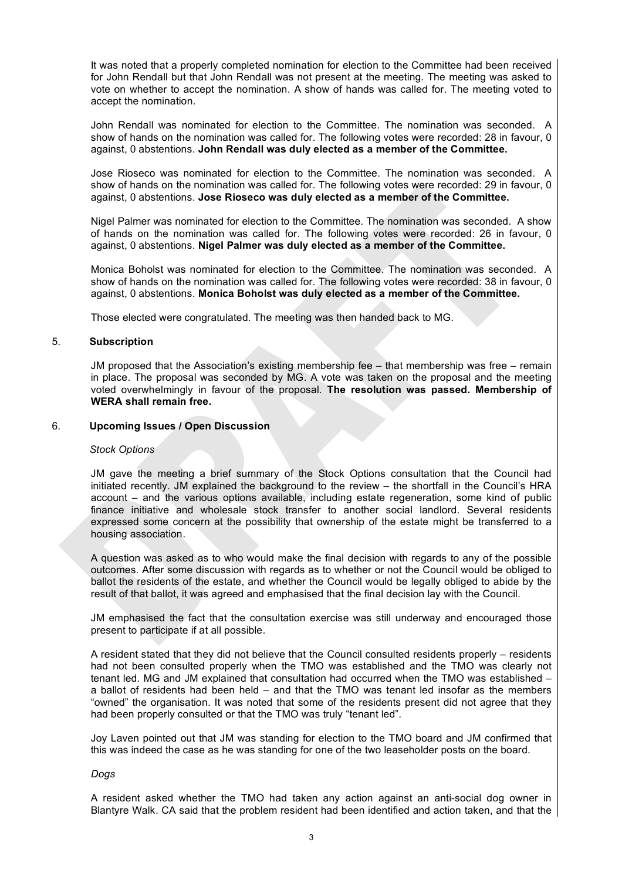It was noted that a properly completed nomination for election to the Committee had been received for John Rendall but that John Rendall was not present at the meeting. The meeting was asked to vote on whether to accept the nomination. A show of hands was called for. The meeting voted to accept the nomination.

John Rendall was nominated for election to the Committee. The nomination was seconded. A show of hands on the nomination was called for. The following votes were recorded: 28 in favour, 0 against, 0 abstentions. **John Rendall was duly elected as a member of the Committee.**

Jose Rioseco was nominated for election to the Committee. The nomination was seconded. A show of hands on the nomination was called for. The following votes were recorded: 29 in favour, 0 against, 0 abstentions. **Jose Rioseco was duly elected as a member of the Committee.**

Nigel Palmer was nominated for election to the Committee. The nomination was seconded. A show of hands on the nomination was called for. The following votes were recorded: 26 in favour, 0 against, 0 abstentions. **Nigel Palmer was duly elected as a member of the Committee.**

Monica Boholst was nominated for election to the Committee. The nomination was seconded. A show of hands on the nomination was called for. The following votes were recorded: 38 in favour, 0 against, 0 abstentions. **Monica Boholst was duly elected as a member of the Committee.**

Those elected were congratulated. The meeting was then handed back to MG.

## 5. Subscription

JM proposed that the Association's existing membership fee – that membership was free – remain in place. The proposal was seconded by MG. A vote was taken on the proposal and the meeting voted overwhelmingly in favour of the proposal. **The resolution was passed. Membership of WERA shall remain free.**

## 6. Upcoming Issues / Open Discussion

*Stock Options*

JM gave the meeting a brief summary of the Stock Options consultation that the Council had initiated recently. JM explained the background to the review – the shortfall in the Council's HRA account – and the various options available, including estate regeneration, some kind of public finance initiative and wholesale stock transfer to another social landlord. Several residents expressed some concern at the possibility that ownership of the estate might be transferred to a housing association.

A question was asked as to who would make the final decision with regards to any of the possible outcomes. After some discussion with regards as to whether or not the Council would be obliged to ballot the residents of the estate, and whether the Council would be legally obliged to abide by the result of that ballot, it was agreed and emphasised that the final decision lay with the Council.

JM emphasised the fact that the consultation exercise was still underway and encouraged those present to participate if at all possible.

A resident stated that they did not believe that the Council consulted residents properly – residents had not been consulted properly when the TMO was established and the TMO was clearly not tenant led. MG and JM explained that consultation had occurred when the TMO was established – a ballot of residents had been held – and that the TMO was tenant led insofar as the members "owned" the organisation. It was noted that some of the residents present did not agree that they had been properly consulted or that the TMO was truly "tenant led".

Joy Laven pointed out that JM was standing for election to the TMO board and JM confirmed that this was indeed the case as he was standing for one of the two leaseholder posts on the board.

*Dogs*

A resident asked whether the TMO had taken any action against an anti-social dog owner in Blantyre Walk. CA said that the problem resident had been identified and action taken, and that the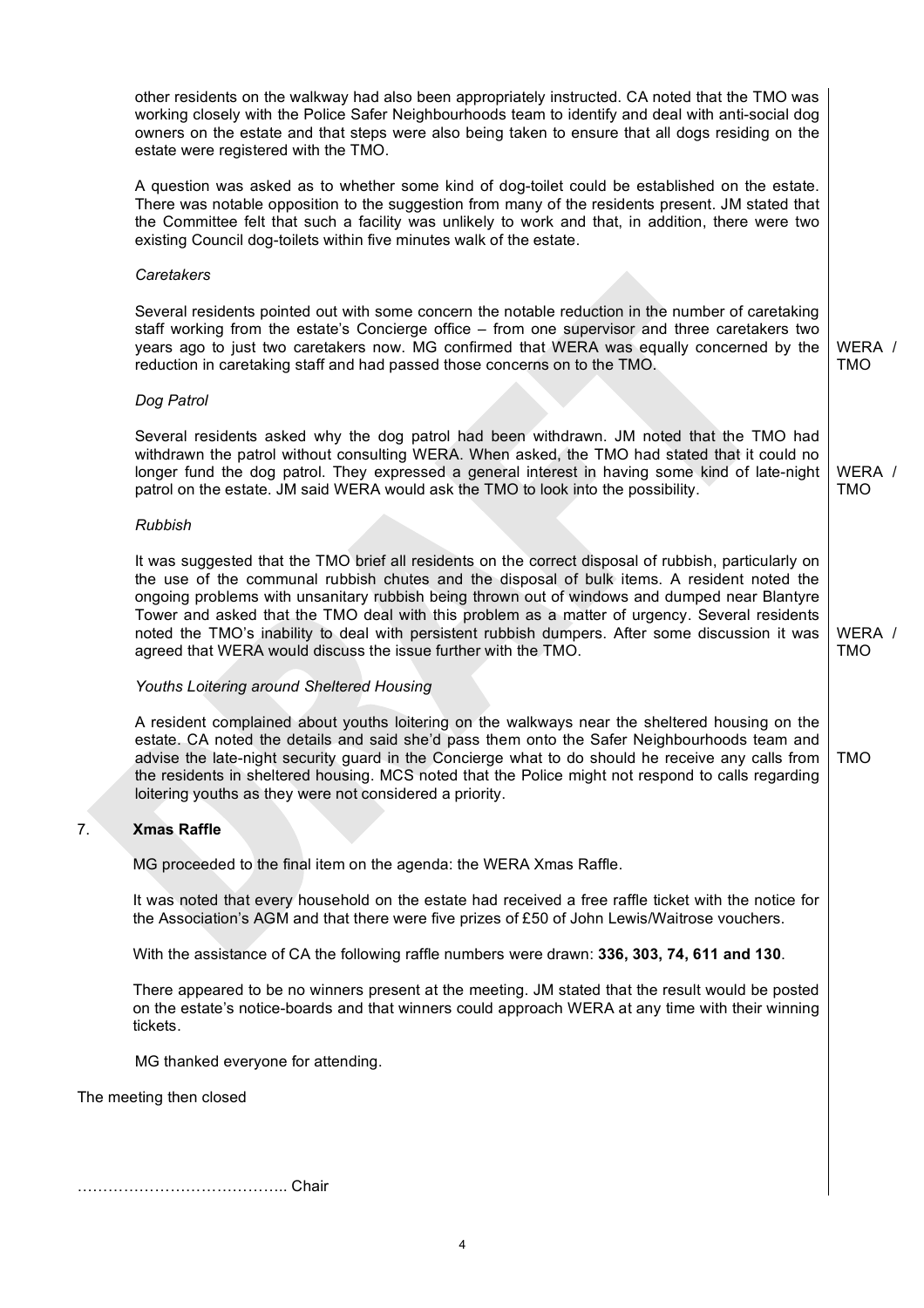other residents on the walkway had also been appropriately instructed. CA noted that the TMO was working closely with the Police Safer Neighbourhoods team to identify and deal with anti-social dog owners on the estate and that steps were also being taken to ensure that all dogs residing on the estate were registered with the TMO.

A question was asked as to whether some kind of dog-toilet could be established on the estate. There was notable opposition to the suggestion from many of the residents present. JM stated that the Committee felt that such a facility was unlikely to work and that, in addition, there were two existing Council dog-toilets within five minutes walk of the estate.

*Caretakers*

Several residents pointed out with some concern the notable reduction in the number of caretaking staff working from the estate's Concierge office – from one supervisor and three caretakers two years ago to just two caretakers now. MG confirmed that WERA was equally concerned by the reduction in caretaking staff and had passed those concerns on to the TMO. **WERA / TMO**

*Dog Patrol*

Several residents asked why the dog patrol had been withdrawn. JM noted that the TMO had withdrawn the patrol without consulting WERA. When asked, the TMO had stated that it could no longer fund the dog patrol. They expressed a general interest in having some kind of late-night patrol on the estate. JM said WERA would ask the TMO to look into the possibility. **WERA / TMO**

*Rubbish*

It was suggested that the TMO brief all residents on the correct disposal of rubbish, particularly on the use of the communal rubbish chutes and the disposal of bulk items. A resident noted the ongoing problems with unsanitary rubbish being thrown out of windows and dumped near Blantyre Tower and asked that the TMO deal with this problem as a matter of urgency. Several residents noted the TMO's inability to deal with persistent rubbish dumpers. After some discussion it was agreed that WERA would discuss the issue further with the TMO. **WERA / TMO**

*Youths Loitering around Sheltered Housing*

A resident complained about youths loitering on the walkways near the sheltered housing on the estate. CA noted the details and said she'd pass them onto the Safer Neighbourhoods team and advise the late-night security guard in the Concierge what to do should he receive any calls from the residents in sheltered housing. MCS noted that the Police might not respond to calls regarding loitering youths as they were not considered a priority. **TMO**

7. **Xmas Raffle**

MG proceeded to the final item on the agenda: the WERA Xmas Raffle.

It was noted that every household on the estate had received a free raffle ticket with the notice for the Association's AGM and that there were five prizes of £50 of John Lewis/Waitrose vouchers.

With the assistance of CA the following raffle numbers were drawn: **336, 303, 74, 611 and 130**.

There appeared to be no winners present at the meeting. JM stated that the result would be posted on the estate's notice-boards and that winners could approach WERA at any time with their winning tickets.

MG thanked everyone for attending.

The meeting then closed

………………………………….. Chair